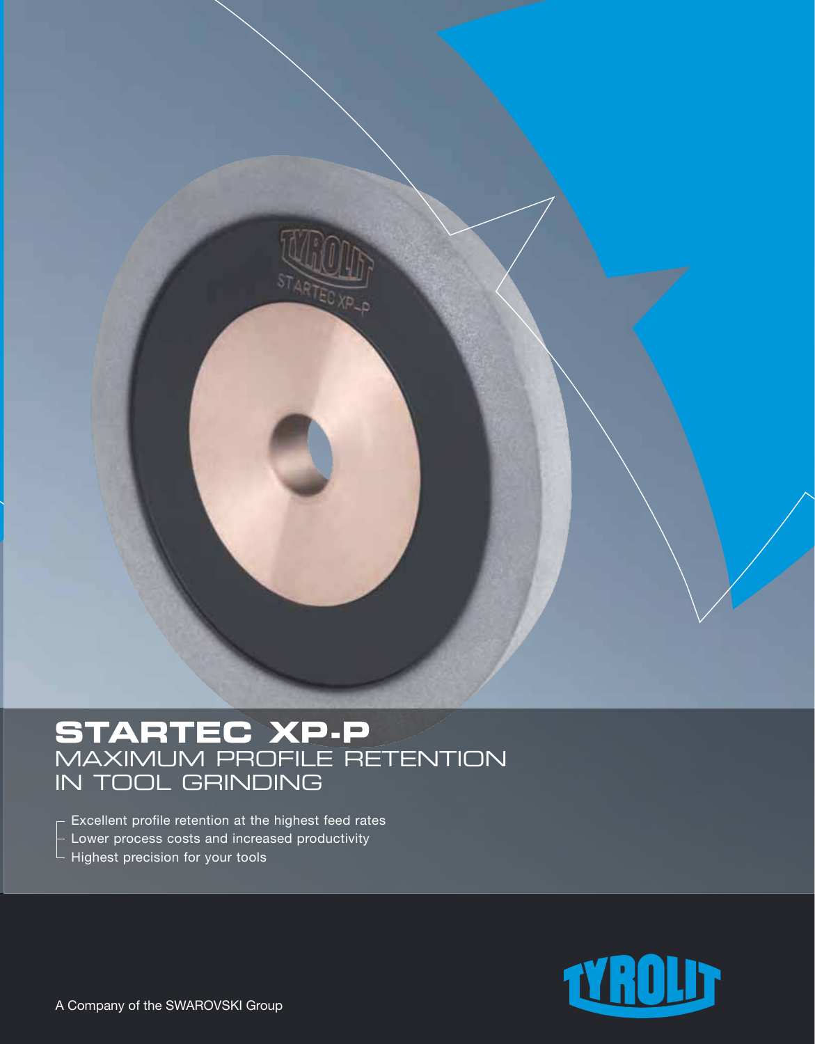# STARTEC XP-P

## MAXIMUM PROFILE RETENTION IN TOOL GRINDING

- Excellent profile retention at the highest feed rates
- Lower process costs and increased productivity
- Highest precision for your tools

A Company of the SWAROVSKI Group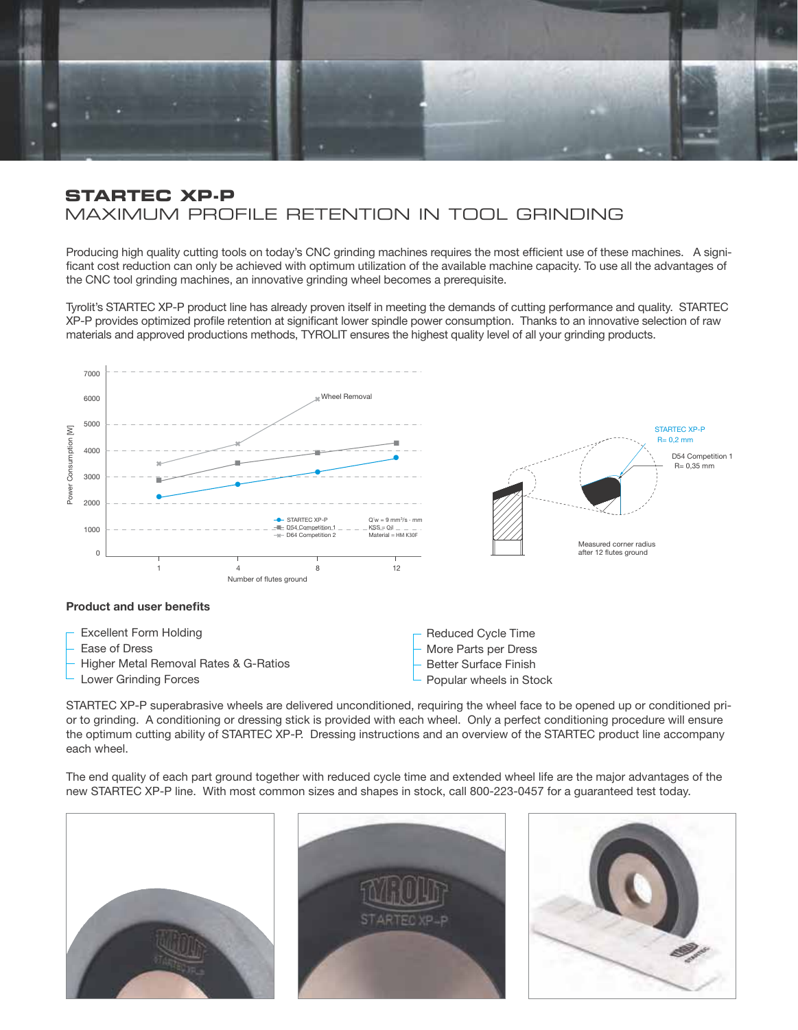# STARTEC XP-P

## MAXIMUM PROFILE RETENTION IN TOOL GRINDING

Producing high quality cutting tools on today's CNC grinding machines requires the most efficient use of these machines. A significant cost reduction can only be achieved with optimum utilization of the available machine capacity. To use all the advantages of the CNC tool grinding machines, an innovative grinding wheel becomes a prerequisite.

Tyrolit's STARTEC XP-P product line has already proven itself in meeting the demands of cutting performance and quality. STARTEC XP-P provides optimized profile retention at significant lower spindle power consumption. Thanks to an innovative selection of raw materials and approved productions methods, TYROLIT ensures the highest quality level of all your grinding products.

Power Consumption [W]

Wheel Removal

STARTEC XP-P
D54 Competition 1
D64 Competition 2

Q'w = 9 mm³/s · mm
KSS = Oil
Material = HM K30F

Number of flutes ground

STARTEC XP-P
R= 0,2 mm

D54 Competition 1
R= 0,35 mm

Measured corner radius
after 12 flutes ground

### Product and user benefits

- Excellent Form Holding
- Ease of Dress
- Higher Metal Removal Rates & G-Ratios
- Lower Grinding Forces
- Reduced Cycle Time
- More Parts per Dress
- Better Surface Finish
- Popular wheels in Stock

STARTEC XP-P superabrasive wheels are delivered unconditioned, requiring the wheel face to be opened up or conditioned prior to grinding. A conditioning or dressing stick is provided with each wheel. Only a perfect conditioning procedure will ensure the optimum cutting ability of STARTEC XP-P. Dressing instructions and an overview of the STARTEC product line accompany each wheel.

The end quality of each part ground together with reduced cycle time and extended wheel life are the major advantages of the new STARTEC XP-P line. With most common sizes and shapes in stock, call 800-223-0457 for a guaranteed test today.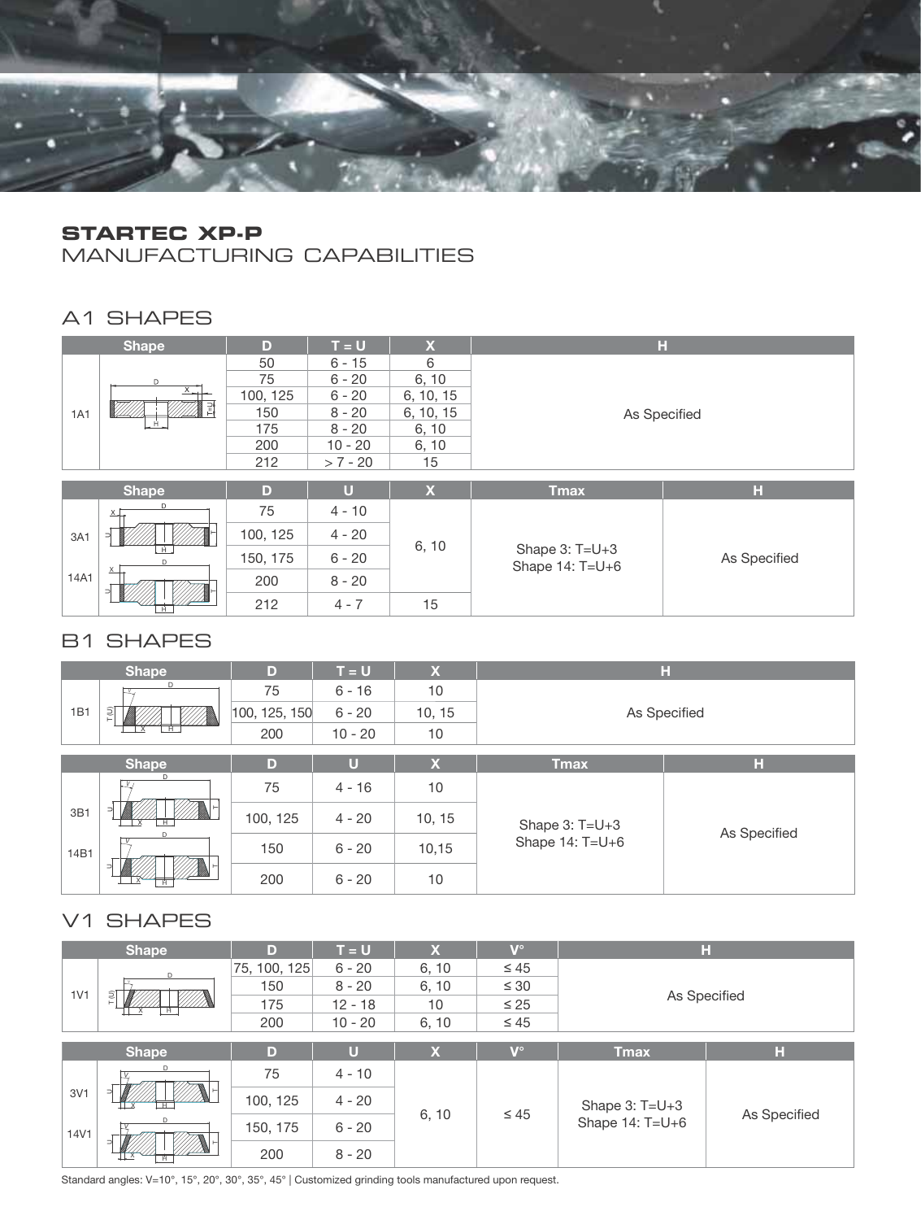# STARTEC XP-P
## MANUFACTURING CAPABILITIES

### A1 SHAPES

| Shape | D | T = U | X | H |
|---|---|---|---|---|
| 1A1 | 50 | 6 - 15 | 6 | As Specified |
| | 75 | 6 - 20 | 6, 10 | |
| | 100, 125 | 6 - 20 | 6, 10, 15 | |
| | 150 | 8 - 20 | 6, 10, 15 | |
| | 175 | 8 - 20 | 6, 10 | |
| | 200 | 10 - 20 | 6, 10 | |
| | 212 | > 7 - 20 | 15 | |

| Shape | D | U | X | Tmax | H |
|---|---|---|---|---|---|
| 3A1<br>14A1 | 75 | 4 - 10 | 6, 10 | Shape 3: T=U+3<br>Shape 14: T=U+6 | As Specified |
| | 100, 125 | 4 - 20 | | | |
| | 150, 175 | 6 - 20 | | | |
| | 200 | 8 - 20 | | | |
| | 212 | 4 - 7 | 15 | | |

### B1 SHAPES

| Shape | D | T = U | X | H |
|---|---|---|---|---|
| 1B1 | 75 | 6 - 16 | 10 | As Specified |
| | 100, 125, 150 | 6 - 20 | 10, 15 | |
| | 200 | 10 - 20 | 10 | |

| Shape | D | U | X | Tmax | H |
|---|---|---|---|---|---|
| 3B1<br>14B1 | 75 | 4 - 16 | 10 | Shape 3: T=U+3<br>Shape 14: T=U+6 | As Specified |
| | 100, 125 | 4 - 20 | 10, 15 | | |
| | 150 | 6 - 20 | 10,15 | | |
| | 200 | 6 - 20 | 10 | | |

### V1 SHAPES

| Shape | D | T = U | X | V° | H |
|---|---|---|---|---|---|
| 1V1 | 75, 100, 125 | 6 - 20 | 6, 10 | ≤ 45 | As Specified |
| | 150 | 8 - 20 | 6, 10 | ≤ 30 | |
| | 175 | 12 - 18 | 10 | ≤ 25 | |
| | 200 | 10 - 20 | 6, 10 | ≤ 45 | |

| Shape | D | U | X | V° | Tmax | H |
|---|---|---|---|---|---|---|
| 3V1<br>14V1 | 75 | 4 - 10 | 6, 10 | ≤ 45 | Shape 3: T=U+3<br>Shape 14: T=U+6 | As Specified |
| | 100, 125 | 4 - 20 | | | | |
| | 150, 175 | 6 - 20 | | | | |
| | 200 | 8 - 20 | | | | |

Standard angles: V=10°, 15°, 20°, 30°, 35°, 45° | Customized grinding tools manufactured upon request.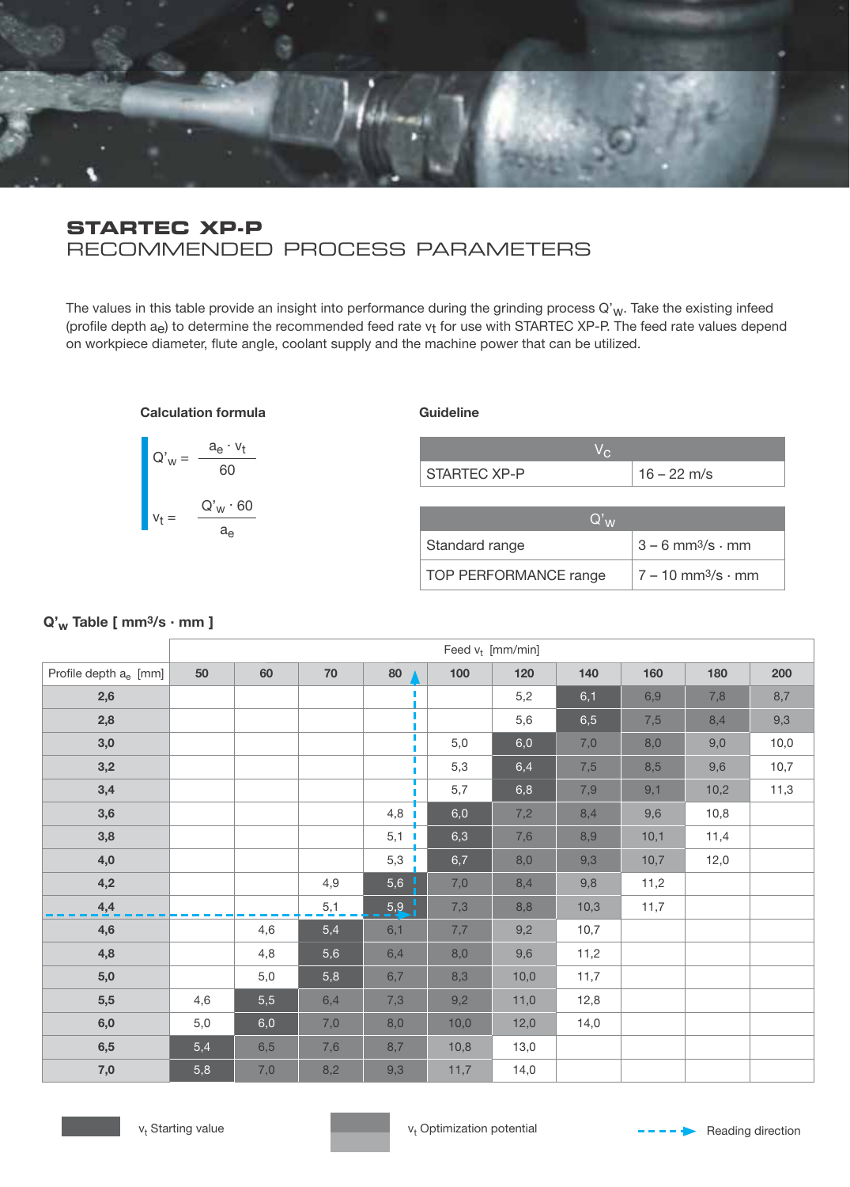# STARTEC XP-P
## RECOMMENDED PROCESS PARAMETERS

The values in this table provide an insight into performance during the grinding process $Q'_W$. Take the existing infeed (profile depth $a_e$) to determine the recommended feed rate $v_t$ for use with STARTEC XP-P. The feed rate values depend on workpiece diameter, flute angle, coolant supply and the machine power that can be utilized.

**Calculation formula**

$$Q'_W = \frac{a_e \cdot v_t}{60}$$

$$v_t = \frac{Q'_W \cdot 60}{a_e}$$

**Guideline**

| | $V_C$ |
|---|---|
| STARTEC XP-P | 16 – 22 m/s |

| | $Q'_W$ |
|---|---|
| Standard range | 3 – 6 mm³/s · mm |
| TOP PERFORMANCE range | 7 – 10 mm³/s · mm |

### $Q'_W$ Table [ mm³/s · mm ]

| | Feed $v_t$ [mm/min] | | | | | | | | | |
|---|---|---|---|---|---|---|---|---|---|---|
| Profile depth $a_e$ [mm] | 50 | 60 | 70 | 80 | 100 | 120 | 140 | 160 | 180 | 200 |
| 2,6 | | | | | | 5,2 | 6,1 | 6,9 | 7,8 | 8,7 |
| 2,8 | | | | | | 5,6 | 6,5 | 7,5 | 8,4 | 9,3 |
| 3,0 | | | | | 5,0 | 6,0 | 7,0 | 8,0 | 9,0 | 10,0 |
| 3,2 | | | | | 5,3 | 6,4 | 7,5 | 8,5 | 9,6 | 10,7 |
| 3,4 | | | | | 5,7 | 6,8 | 7,9 | 9,1 | 10,2 | 11,3 |
| 3,6 | | | | 4,8 | 6,0 | 7,2 | 8,4 | 9,6 | 10,8 | |
| 3,8 | | | | 5,1 | 6,3 | 7,6 | 8,9 | 10,1 | 11,4 | |
| 4,0 | | | | 5,3 | 6,7 | 8,0 | 9,3 | 10,7 | 12,0 | |
| 4,2 | | | 4,9 | 5,6 | 7,0 | 8,4 | 9,8 | 11,2 | | |
| 4,4 | | | 5,1 | 5,9 | 7,3 | 8,8 | 10,3 | 11,7 | | |
| 4,6 | | 4,6 | 5,4 | 6,1 | 7,7 | 9,2 | 10,7 | | | |
| 4,8 | | 4,8 | 5,6 | 6,4 | 8,0 | 9,6 | 11,2 | | | |
| 5,0 | | 5,0 | 5,8 | 6,7 | 8,3 | 10,0 | 11,7 | | | |
| 5,5 | 4,6 | 5,5 | 6,4 | 7,3 | 9,2 | 11,0 | 12,8 | | | |
| 6,0 | 5,0 | 6,0 | 7,0 | 8,0 | 10,0 | 12,0 | 14,0 | | | |
| 6,5 | 5,4 | 6,5 | 7,6 | 8,7 | 10,8 | 13,0 | | | | |
| 7,0 | 5,8 | 7,0 | 8,2 | 9,3 | 11,7 | 14,0 | | | | |

$v_t$ Starting value

$v_t$ Optimization potential

Reading direction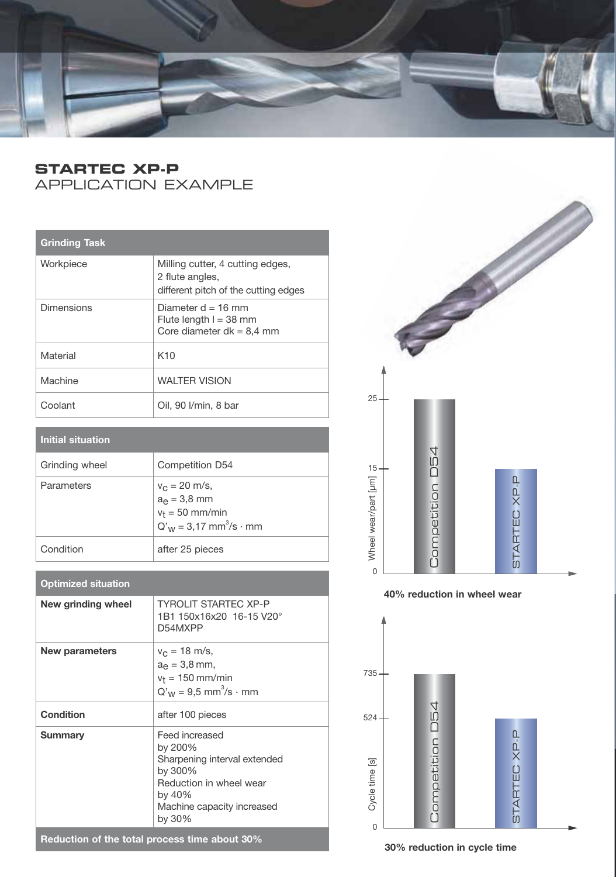# STARTEC XP-P
## APPLICATION EXAMPLE

| Grinding Task | |
|---|---|
| Workpiece | Milling cutter, 4 cutting edges, 2 flute angles, different pitch of the cutting edges |
| Dimensions | Diameter d = 16 mm<br>Flute length l = 38 mm<br>Core diameter dk = 8,4 mm |
| Material | K10 |
| Machine | WALTER VISION |
| Coolant | Oil, 90 l/min, 8 bar |

| Initial situation | |
|---|---|
| Grinding wheel | Competition D54 |
| Parameters | $v_c$ = 20 m/s,<br>$a_e$ = 3,8 mm<br>$v_t$ = 50 mm/min<br>$Q'_w$ = 3,17 $mm^3/s \cdot mm$ |
| Condition | after 25 pieces |

| Optimized situation | |
|---|---|
| **New grinding wheel** | TYROLIT STARTEC XP-P<br>1B1 150x16x20 16-15 V20°<br>D54MXPP |
| **New parameters** | $v_c$ = 18 m/s,<br>$a_e$ = 3,8 mm,<br>$v_t$ = 150 mm/min<br>$Q'_w$ = 9,5 $mm^3/s \cdot mm$ |
| **Condition** | after 100 pieces |
| **Summary** | Feed increased by 200%<br>Sharpening interval extended by 300%<br>Reduction in wheel wear by 40%<br>Machine capacity increased by 30% |

**Reduction of the total process time about 30%**

Wheel wear/part [µm]: Competition D54 – 25; STARTEC XP-P – 15

**40% reduction in wheel wear**

Cycle time [s]: Competition D54 – 735; STARTEC XP-P – 524

**30% reduction in cycle time**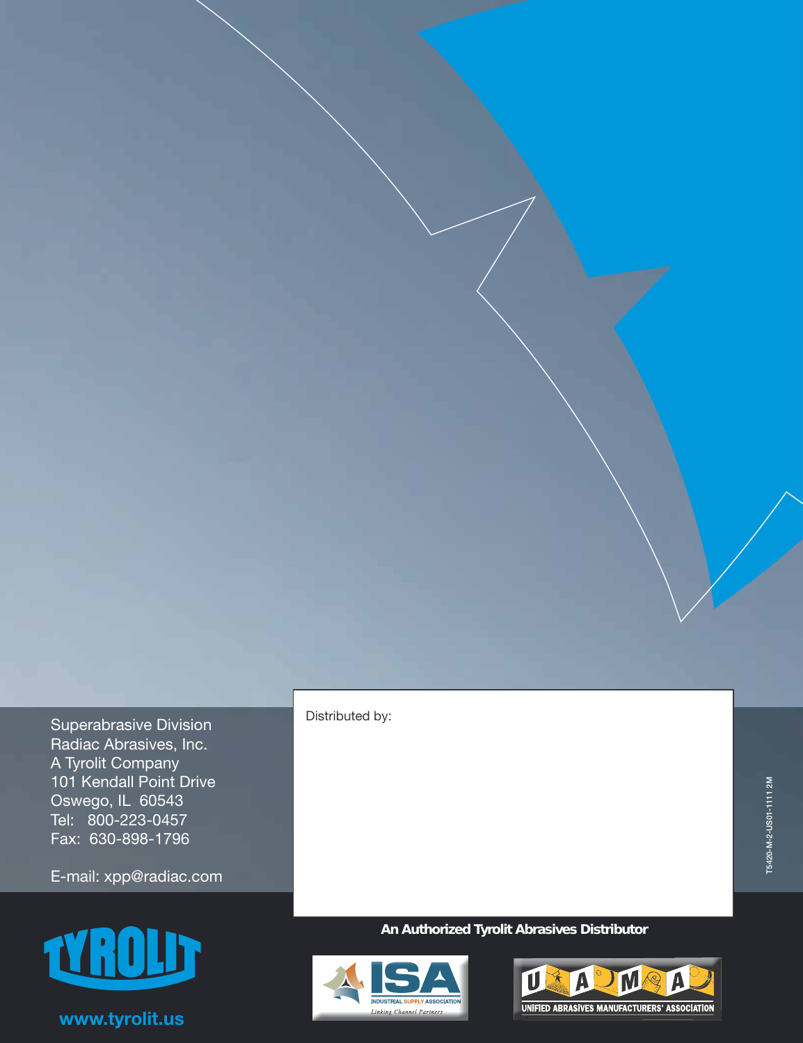Superabrasive Division
Radiac Abrasives, Inc.
A Tyrolit Company
101 Kendall Point Drive
Oswego, IL 60543
Tel: 800-223-0457
Fax: 630-898-1796

E-mail: xpp@radiac.com

Distributed by:

T5420-M-2-US01-1111 2M

**An Authorized Tyrolit Abrasives Distributor**

TYROLIT

www.tyrolit.us

ISA
INDUSTRIAL SUPPLY ASSOCIATION
*Linking Channel Partners*

UAMA
UNIFIED ABRASIVES MANUFACTURERS' ASSOCIATION